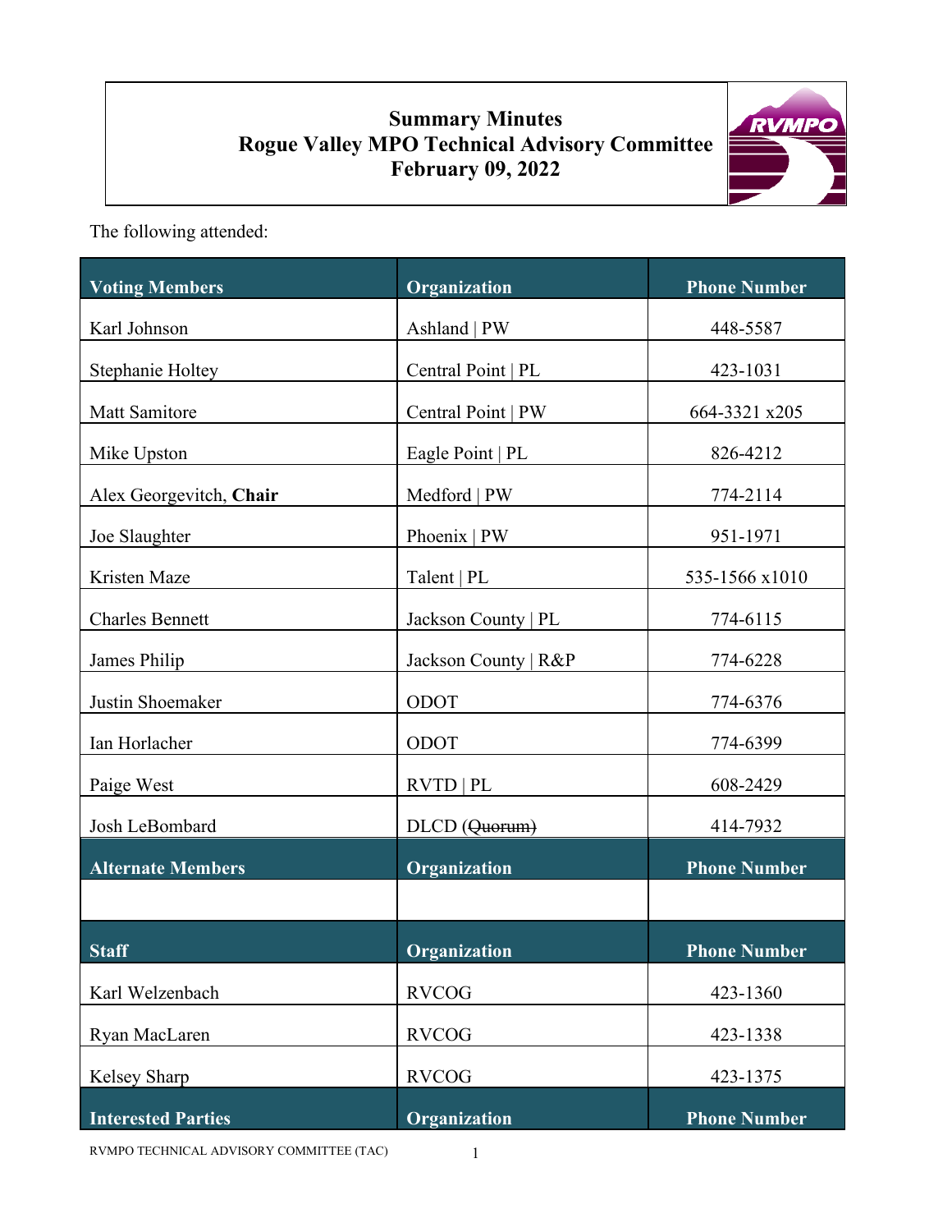# Summary Minutes
# Rogue Valley MPO Technical Advisory Committee
# February 09, 2022

The following attended:

| Voting Members | Organization | Phone Number |
|---|---|---|
| Karl Johnson | Ashland \| PW | 448-5587 |
| Stephanie Holtey | Central Point \| PL | 423-1031 |
| Matt Samitore | Central Point \| PW | 664-3321 x205 |
| Mike Upston | Eagle Point \| PL | 826-4212 |
| Alex Georgevitch, **Chair** | Medford \| PW | 774-2114 |
| Joe Slaughter | Phoenix \| PW | 951-1971 |
| Kristen Maze | Talent \| PL | 535-1566 x1010 |
| Charles Bennett | Jackson County \| PL | 774-6115 |
| James Philip | Jackson County \| R&P | 774-6228 |
| Justin Shoemaker | ODOT | 774-6376 |
| Ian Horlacher | ODOT | 774-6399 |
| Paige West | RVTD \| PL | 608-2429 |
| Josh LeBombard | DLCD (~~Quorum~~) | 414-7932 |
| **Alternate Members** | **Organization** | **Phone Number** |
| | | |
| **Staff** | **Organization** | **Phone Number** |
| Karl Welzenbach | RVCOG | 423-1360 |
| Ryan MacLaren | RVCOG | 423-1338 |
| Kelsey Sharp | RVCOG | 423-1375 |
| **Interested Parties** | **Organization** | **Phone Number** |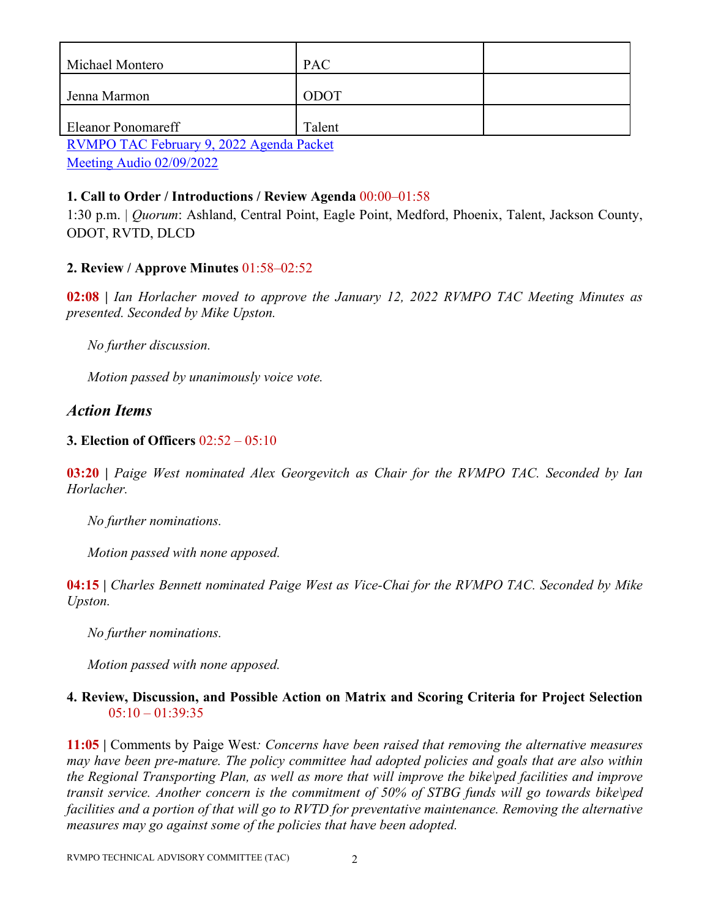| Michael Montero | PAC | |
|---|---|---|
| Jenna Marmon | ODOT | |
| Eleanor Ponomareff | Talent | |

[RVMPO TAC February 9, 2022 Agenda Packet]
[Meeting Audio 02/09/2022]

**1. Call to Order / Introductions / Review Agenda** 00:00–01:58

1:30 p.m. | *Quorum*: Ashland, Central Point, Eagle Point, Medford, Phoenix, Talent, Jackson County, ODOT, RVTD, DLCD

**2. Review / Approve Minutes** 01:58–02:52

**02:08 |** *Ian Horlacher moved to approve the January 12, 2022 RVMPO TAC Meeting Minutes as presented. Seconded by Mike Upston.*

*No further discussion.*

*Motion passed by unanimously voice vote.*

## *Action Items*

**3. Election of Officers** 02:52 – 05:10

**03:20 |** *Paige West nominated Alex Georgevitch as Chair for the RVMPO TAC. Seconded by Ian Horlacher.*

*No further nominations.*

*Motion passed with none apposed.*

**04:15 |** *Charles Bennett nominated Paige West as Vice-Chai for the RVMPO TAC. Seconded by Mike Upston.*

*No further nominations.*

*Motion passed with none apposed.*

**4. Review, Discussion, and Possible Action on Matrix and Scoring Criteria for Project Selection** 05:10 – 01:39:35

**11:05 |** Comments by Paige West*: Concerns have been raised that removing the alternative measures may have been pre-mature. The policy committee had adopted policies and goals that are also within the Regional Transporting Plan, as well as more that will improve the bike\ped facilities and improve transit service. Another concern is the commitment of 50% of STBG funds will go towards bike\ped facilities and a portion of that will go to RVTD for preventative maintenance. Removing the alternative measures may go against some of the policies that have been adopted.*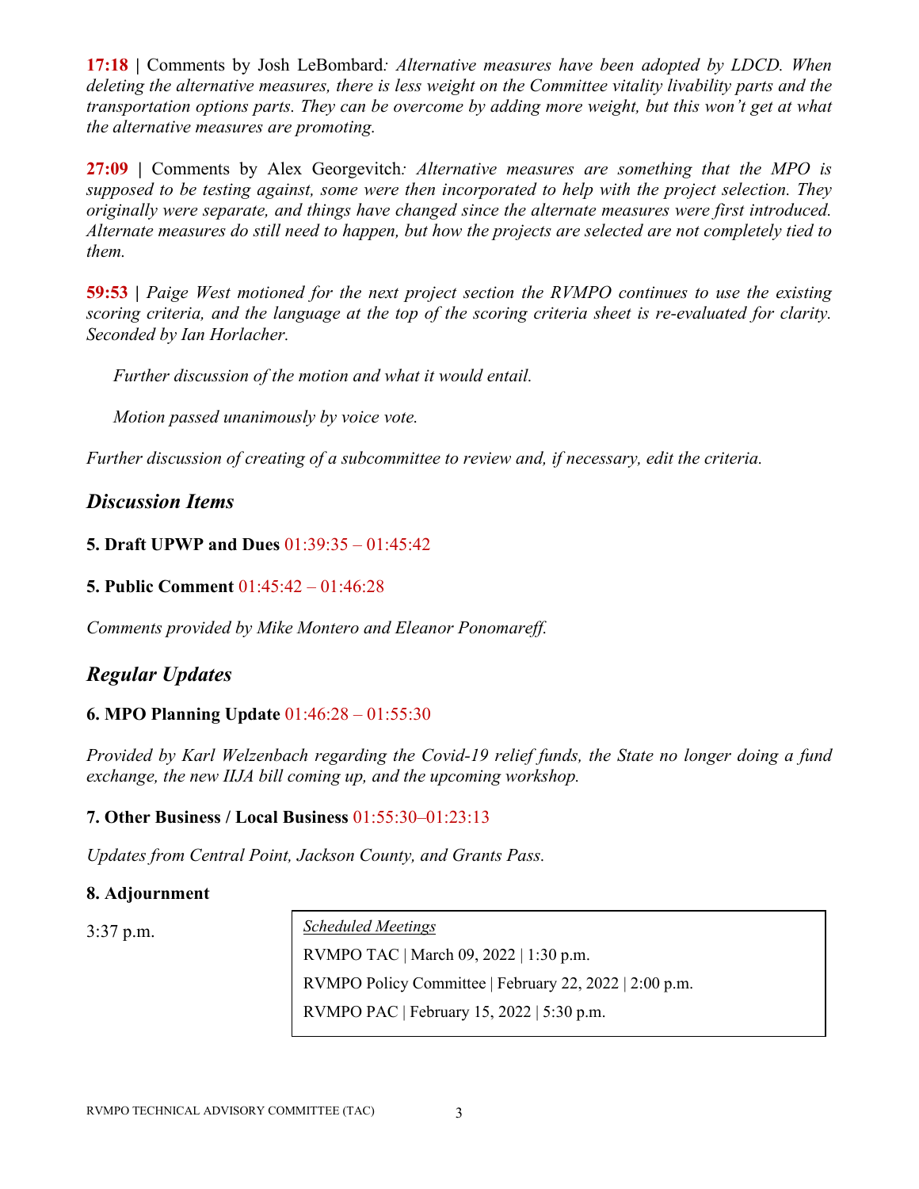**17:18 |** Comments by Josh LeBombard*: Alternative measures have been adopted by LDCD. When deleting the alternative measures, there is less weight on the Committee vitality livability parts and the transportation options parts. They can be overcome by adding more weight, but this won't get at what the alternative measures are promoting.*

**27:09 |** Comments by Alex Georgevitch*: Alternative measures are something that the MPO is supposed to be testing against, some were then incorporated to help with the project selection. They originally were separate, and things have changed since the alternate measures were first introduced. Alternate measures do still need to happen, but how the projects are selected are not completely tied to them.*

**59:53 |** *Paige West motioned for the next project section the RVMPO continues to use the existing scoring criteria, and the language at the top of the scoring criteria sheet is re-evaluated for clarity. Seconded by Ian Horlacher.*

*Further discussion of the motion and what it would entail.*

*Motion passed unanimously by voice vote.*

*Further discussion of creating of a subcommittee to review and, if necessary, edit the criteria.*

## *Discussion Items*

**5. Draft UPWP and Dues** 01:39:35 – 01:45:42

**5. Public Comment** 01:45:42 – 01:46:28

*Comments provided by Mike Montero and Eleanor Ponomareff.*

## *Regular Updates*

**6. MPO Planning Update** 01:46:28 – 01:55:30

*Provided by Karl Welzenbach regarding the Covid-19 relief funds, the State no longer doing a fund exchange, the new IIJA bill coming up, and the upcoming workshop.*

**7. Other Business / Local Business** 01:55:30–01:23:13

*Updates from Central Point, Jackson County, and Grants Pass.*

**8. Adjournment**

3:37 p.m.

Scheduled Meetings

RVMPO TAC | March 09, 2022 | 1:30 p.m.

RVMPO Policy Committee | February 22, 2022 | 2:00 p.m.

RVMPO PAC | February 15, 2022 | 5:30 p.m.